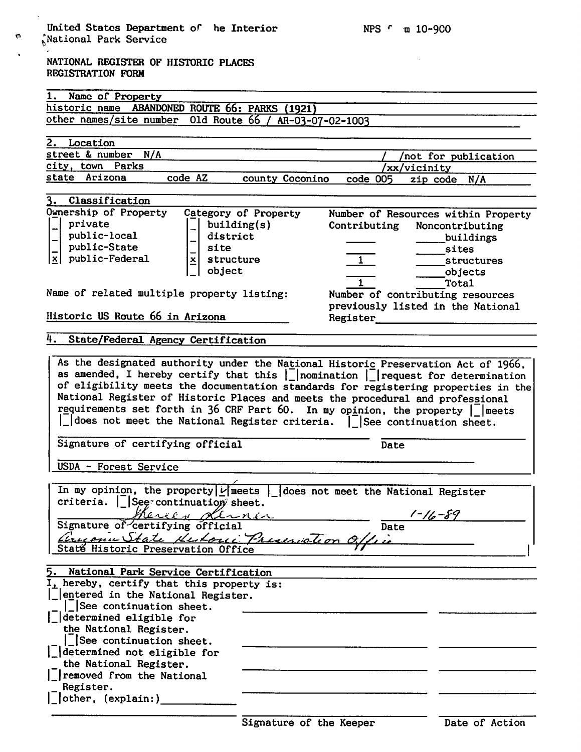United States Department of the Interior
National Park Service

NPS Form 10-900

NATIONAL REGISTER OF HISTORIC PLACES
REGISTRATION FORM

## 1. Name of Property

historic name ABANDONED ROUTE 66: PARKS (1921)

other names/site number Old Route 66 / AR-03-07-02-1003

## 2. Location

street & number N/A

/ /not for publication

city, town Parks

/xx/vicinity

state Arizona code AZ county Coconino code 005 zip code N/A

## 3. Classification

| Ownership of Property | Category of Property | Number of Resources within Property | | |
|---|---|---|---|---|
| | | Contributing | Noncontributing | |
| [_] private | [_] building(s) | ___ | ___ | buildings |
| [_] public-local | [_] district | ___ | ___ | sites |
| [_] public-State | [_] site | 1 | ___ | structures |
| [x] public-Federal | [x] structure | ___ | ___ | objects |
| | [_] object | 1 | ___ | Total |

Name of related multiple property listing:

Historic US Route 66 in Arizona

Number of contributing resources previously listed in the National Register ______

## 4. State/Federal Agency Certification

As the designated authority under the National Historic Preservation Act of 1966, as amended, I hereby certify that this [_] nomination [_] request for determination of eligibility meets the documentation standards for registering properties in the National Register of Historic Places and meets the procedural and professional requirements set forth in 36 CRF Part 60. In my opinion, the property [_] meets [_] does not meet the National Register criteria. [_] See continuation sheet.

Signature of certifying official ______ Date ______

USDA - Forest Service

In my opinion, the property [✓] meets [_] does not meet the National Register criteria. [_] See continuation sheet.

*Shereen Lerner* *1-16-89*

Signature of certifying official Date

*Arizona State Historic Preservation Office*

State Historic Preservation Office

## 5. National Park Service Certification

I, hereby, certify that this property is:

[_] entered in the National Register.
  [_] See continuation sheet.

[_] determined eligible for the National Register.
  [_] See continuation sheet.

[_] determined not eligible for the National Register.

[_] removed from the National Register.

[_] other, (explain:) ______

Signature of the Keeper ______ Date of Action ______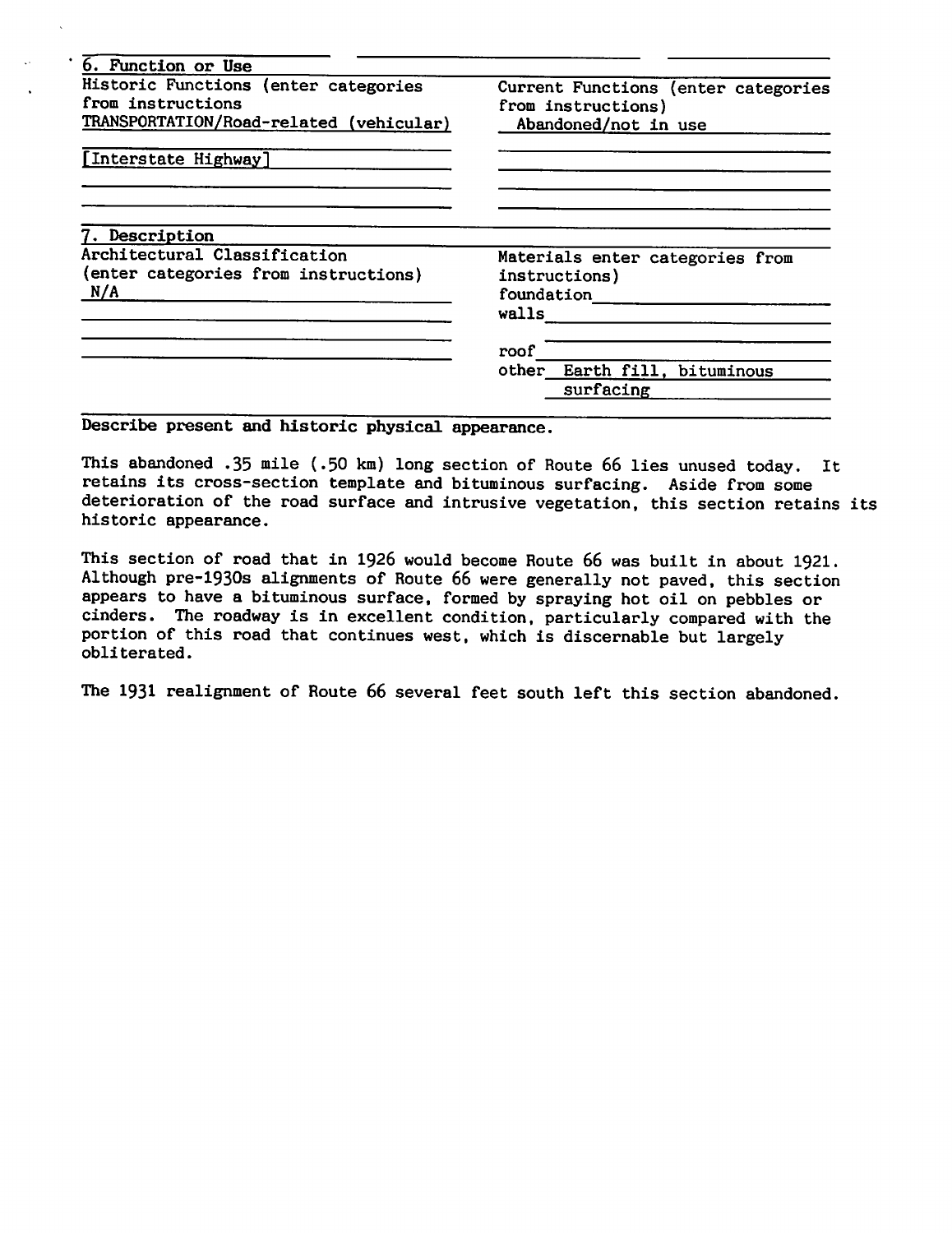## 6. Function or Use

| Historic Functions (enter categories from instructions | Current Functions (enter categories from instructions) |
| --- | --- |
| TRANSPORTATION/Road-related (vehicular) | Abandoned/not in use |
| [Interstate Highway] | |

## 7. Description

| Architectural Classification (enter categories from instructions) | Materials enter categories from instructions) |
| --- | --- |
| N/A | foundation |
| | walls |
| | roof |
| | other Earth fill, bituminous surfacing |

**Describe present and historic physical appearance.**

This abandoned .35 mile (.50 km) long section of Route 66 lies unused today. It retains its cross-section template and bituminous surfacing. Aside from some deterioration of the road surface and intrusive vegetation, this section retains its historic appearance.

This section of road that in 1926 would become Route 66 was built in about 1921. Although pre-1930s alignments of Route 66 were generally not paved, this section appears to have a bituminous surface, formed by spraying hot oil on pebbles or cinders. The roadway is in excellent condition, particularly compared with the portion of this road that continues west, which is discernable but largely obliterated.

The 1931 realignment of Route 66 several feet south left this section abandoned.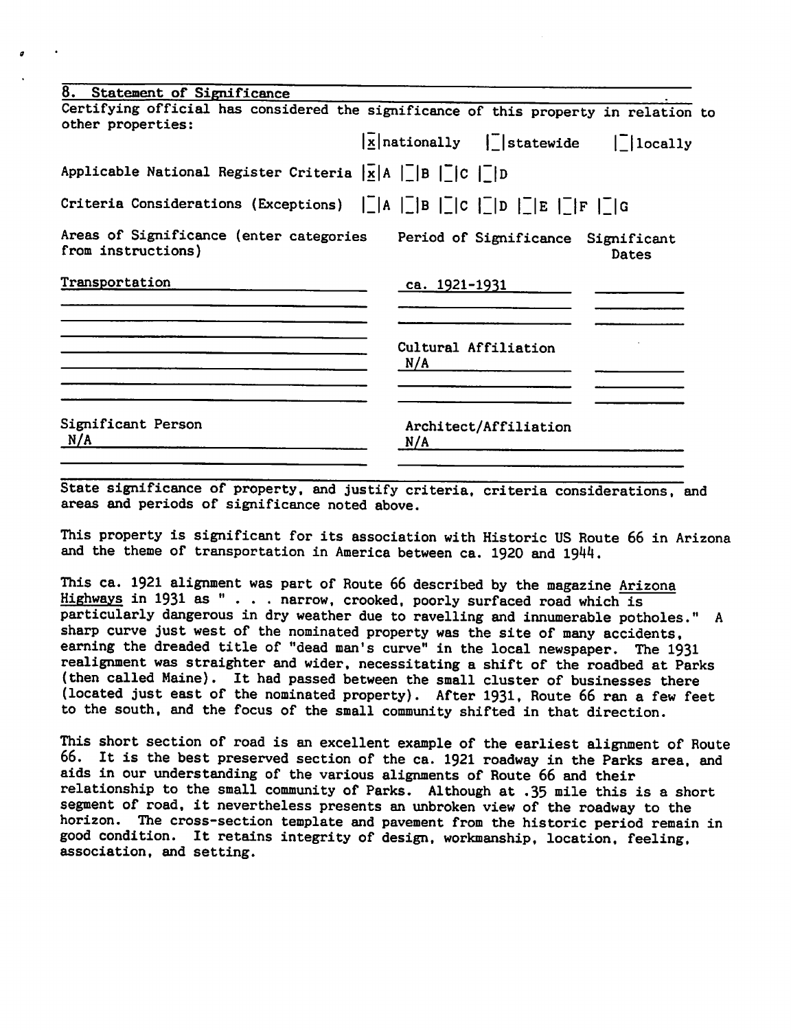## 8. Statement of Significance

Certifying official has considered the significance of this property in relation to other properties:

|x| nationally |_| statewide |_| locally

Applicable National Register Criteria |x| A |_| B |_| C |_| D

Criteria Considerations (Exceptions) |_| A |_| B |_| C |_| D |_| E |_| F |_| G

| Areas of Significance (enter categories from instructions) | Period of Significance | Significant Dates |
|---|---|---|
| Transportation | ca. 1921-1931 | |

Cultural Affiliation
N/A

Significant Person
N/A

Architect/Affiliation
N/A

State significance of property, and justify criteria, criteria considerations, and areas and periods of significance noted above.

This property is significant for its association with Historic US Route 66 in Arizona and the theme of transportation in America between ca. 1920 and 1944.

This ca. 1921 alignment was part of Route 66 described by the magazine Arizona Highways in 1931 as " . . . narrow, crooked, poorly surfaced road which is particularly dangerous in dry weather due to ravelling and innumerable potholes." A sharp curve just west of the nominated property was the site of many accidents, earning the dreaded title of "dead man's curve" in the local newspaper. The 1931 realignment was straighter and wider, necessitating a shift of the roadbed at Parks (then called Maine). It had passed between the small cluster of businesses there (located just east of the nominated property). After 1931, Route 66 ran a few feet to the south, and the focus of the small community shifted in that direction.

This short section of road is an excellent example of the earliest alignment of Route 66. It is the best preserved section of the ca. 1921 roadway in the Parks area, and aids in our understanding of the various alignments of Route 66 and their relationship to the small community of Parks. Although at .35 mile this is a short segment of road, it nevertheless presents an unbroken view of the roadway to the horizon. The cross-section template and pavement from the historic period remain in good condition. It retains integrity of design, workmanship, location, feeling, association, and setting.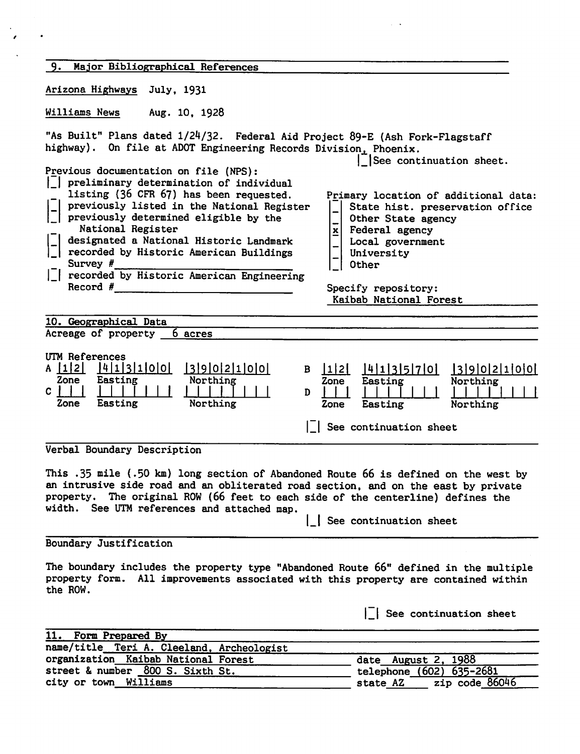## 9. Major Bibliographical References

Arizona Highways July, 1931

Williams News Aug. 10, 1928

"As Built" Plans dated 1/24/32. Federal Aid Project 89-E (Ash Fork-Flagstaff highway). On file at ADOT Engineering Records Division, Phoenix.

[ ] See continuation sheet.

Previous documentation on file (NPS):

- [ ] preliminary determination of individual listing (36 CFR 67) has been requested.
- [ ] previously listed in the National Register
- [ ] previously determined eligible by the National Register
- [ ] designated a National Historic Landmark
- [ ] recorded by Historic American Buildings Survey # ______
- [ ] recorded by Historic American Engineering Record # ______

Primary location of additional data:

- [ ] State hist. preservation office
- [ ] Other State agency
- [x] Federal agency
- [ ] Local government
- [ ] University
- [ ] Other

Specify repository:
Kaibab National Forest

## 10. Geographical Data

Acreage of property 6 acres

UTM References

| | Zone | Easting | Northing |
|---|---|---|---|
| A | 12 | 413100 | 3902100 |
| B | 12 | 413570 | 3902100 |
| C | | | |
| D | | | |

[ ] See continuation sheet

Verbal Boundary Description

This .35 mile (.50 km) long section of Abandoned Route 66 is defined on the west by an intrusive side road and an obliterated road section, and on the east by private property. The original ROW (66 feet to each side of the centerline) defines the width. See UTM references and attached map.

[ ] See continuation sheet

Boundary Justification

The boundary includes the property type "Abandoned Route 66" defined in the multiple property form. All improvements associated with this property are contained within the ROW.

[ ] See continuation sheet

## 11. Form Prepared By

name/title Teri A. Cleeland, Archeologist
organization Kaibab National Forest date August 2, 1988
street & number 800 S. Sixth St. telephone (602) 635-2681
city or town Williams state AZ zip code 86046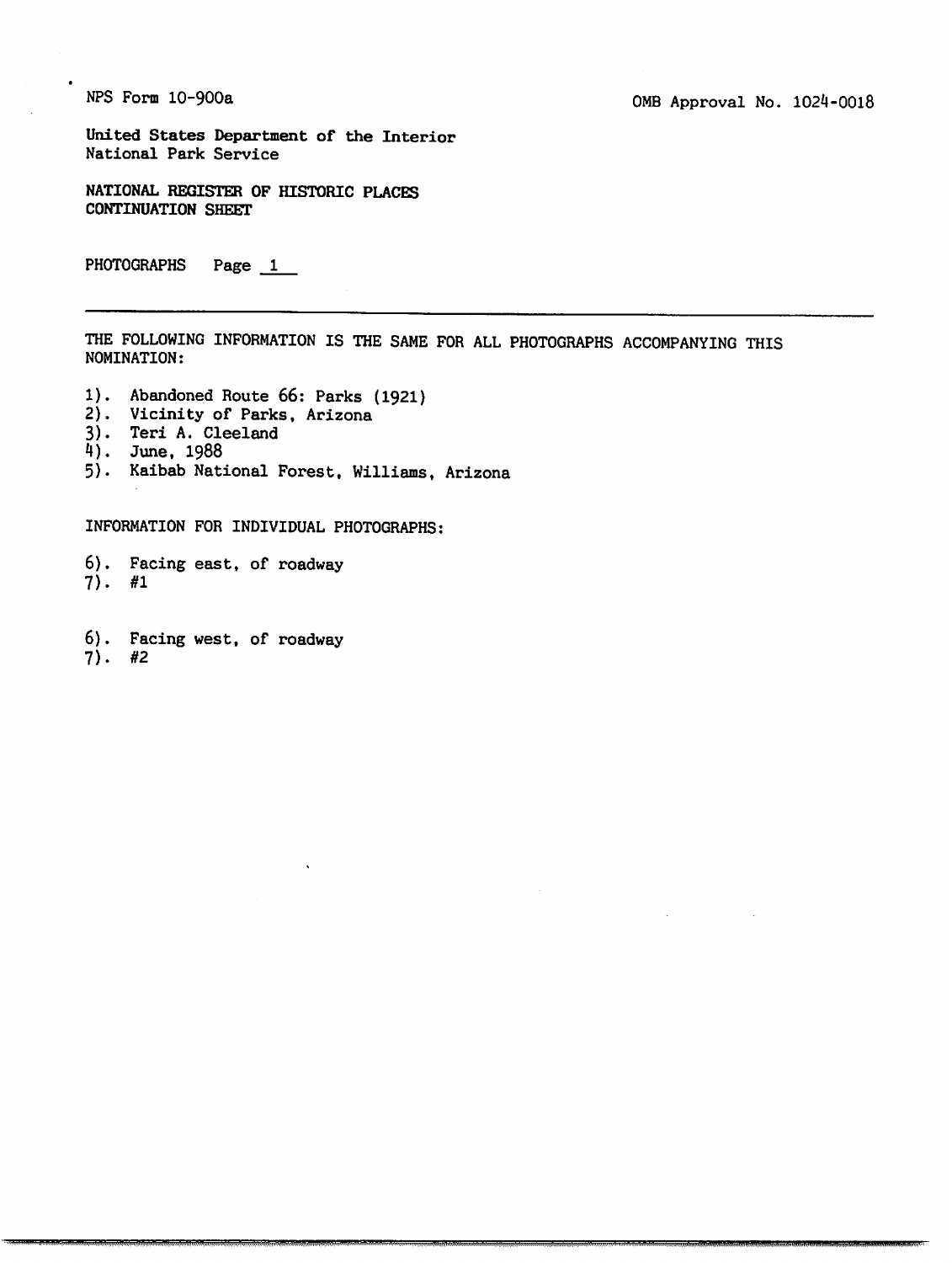NPS Form 10-900a

OMB Approval No. 1024-0018

United States Department of the Interior
National Park Service

NATIONAL REGISTER OF HISTORIC PLACES
CONTINUATION SHEET

PHOTOGRAPHS Page 1

---

THE FOLLOWING INFORMATION IS THE SAME FOR ALL PHOTOGRAPHS ACCOMPANYING THIS NOMINATION:

1). Abandoned Route 66: Parks (1921)
2). Vicinity of Parks, Arizona
3). Teri A. Cleeland
4). June, 1988
5). Kaibab National Forest, Williams, Arizona

INFORMATION FOR INDIVIDUAL PHOTOGRAPHS:

6). Facing east, of roadway
7). #1

6). Facing west, of roadway
7). #2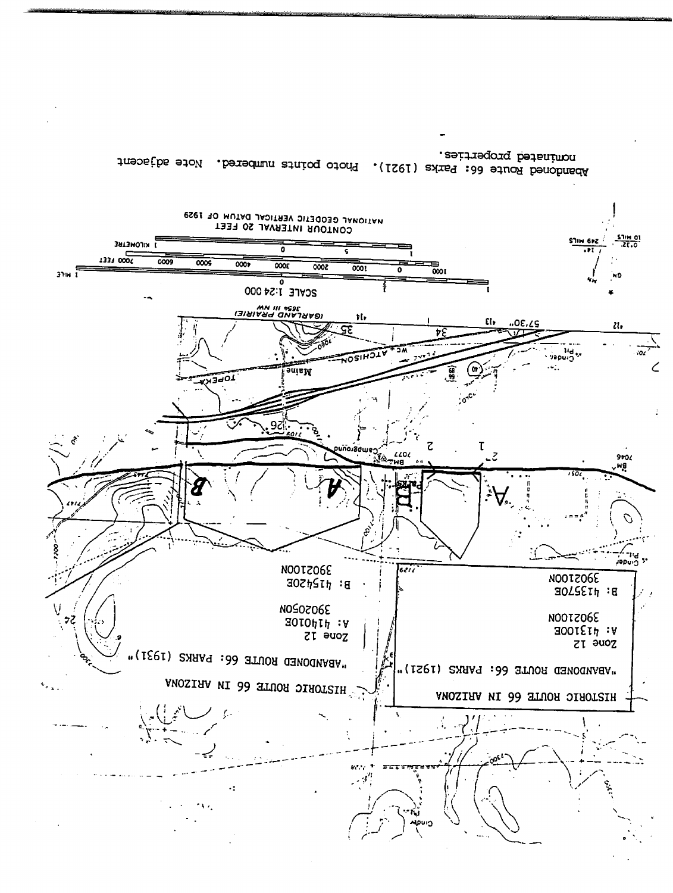HISTORIC ROUTE 66 IN ARIZONA

"ABANDONED ROUTE 66: PARKS (1921)"

Zone 12

A: 413100E

3902100N

B: 413570E

3902100N

HISTORIC ROUTE 66 IN ARIZONA

"ABANDONED ROUTE 66: PARKS (1931)"

Zone 12

A: 414010E

3902050N

B: 415420E

3902100N

SCALE 1:24 000

CONTOUR INTERVAL 20 FEET

NATIONAL GEODETIC VERTICAL DATUM OF 1929

Abandoned Route 66: Parks (1921). Photo points numbered. Note adjacent nominated properties.